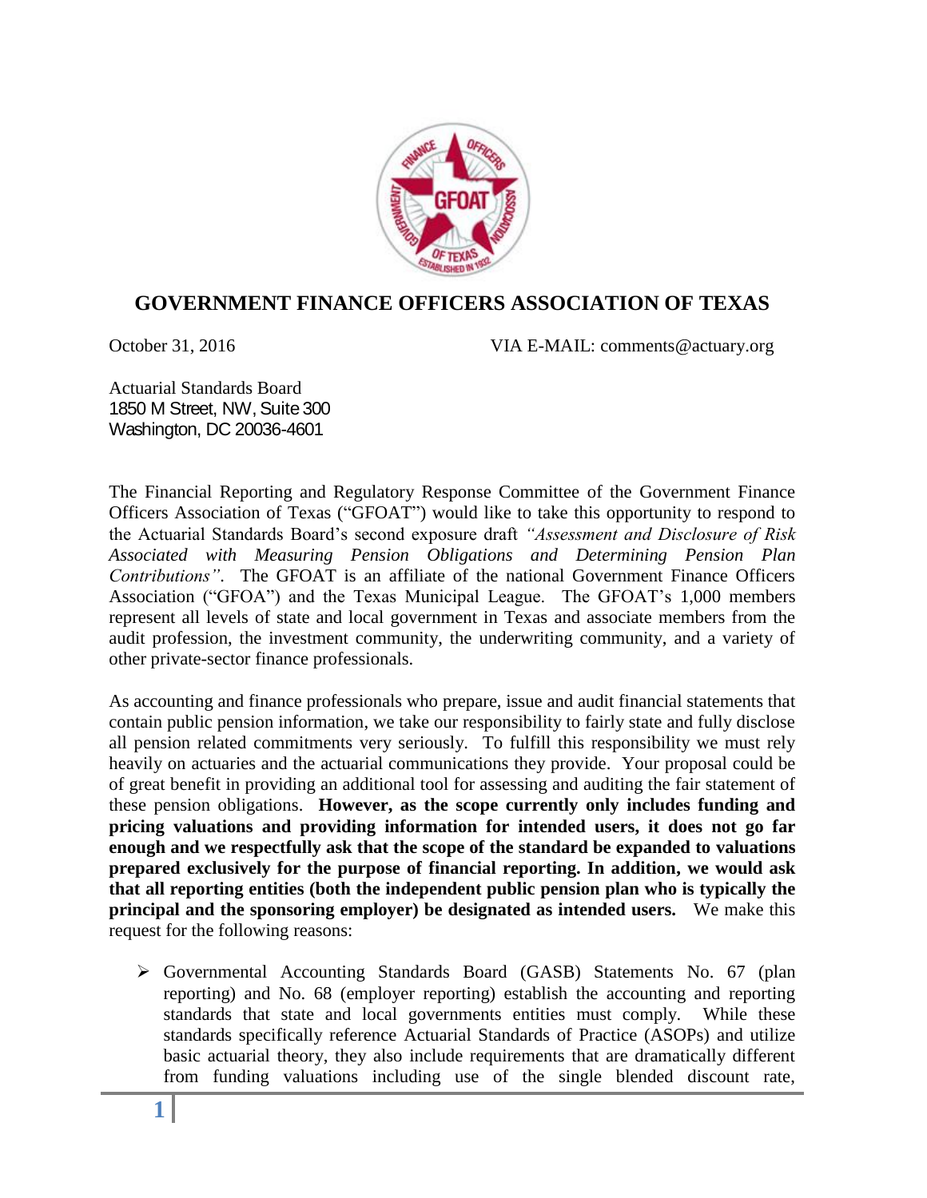# GOVERNMENT FINANCE OFFICERS ASSOCIATION OF TEXAS

October 31, 2016 VIA E-MAIL: comments@actuary.org

Actuarial Standards Board
1850 M Street, NW, Suite 300
Washington, DC 20036-4601

The Financial Reporting and Regulatory Response Committee of the Government Finance Officers Association of Texas ("GFOAT") would like to take this opportunity to respond to the Actuarial Standards Board's second exposure draft *"Assessment and Disclosure of Risk Associated with Measuring Pension Obligations and Determining Pension Plan Contributions"*. The GFOAT is an affiliate of the national Government Finance Officers Association ("GFOA") and the Texas Municipal League. The GFOAT's 1,000 members represent all levels of state and local government in Texas and associate members from the audit profession, the investment community, the underwriting community, and a variety of other private-sector finance professionals.

As accounting and finance professionals who prepare, issue and audit financial statements that contain public pension information, we take our responsibility to fairly state and fully disclose all pension related commitments very seriously. To fulfill this responsibility we must rely heavily on actuaries and the actuarial communications they provide. Your proposal could be of great benefit in providing an additional tool for assessing and auditing the fair statement of these pension obligations. **However, as the scope currently only includes funding and pricing valuations and providing information for intended users, it does not go far enough and we respectfully ask that the scope of the standard be expanded to valuations prepared exclusively for the purpose of financial reporting. In addition, we would ask that all reporting entities (both the independent public pension plan who is typically the principal and the sponsoring employer) be designated as intended users.** We make this request for the following reasons:

- Governmental Accounting Standards Board (GASB) Statements No. 67 (plan reporting) and No. 68 (employer reporting) establish the accounting and reporting standards that state and local governments entities must comply. While these standards specifically reference Actuarial Standards of Practice (ASOPs) and utilize basic actuarial theory, they also include requirements that are dramatically different from funding valuations including use of the single blended discount rate,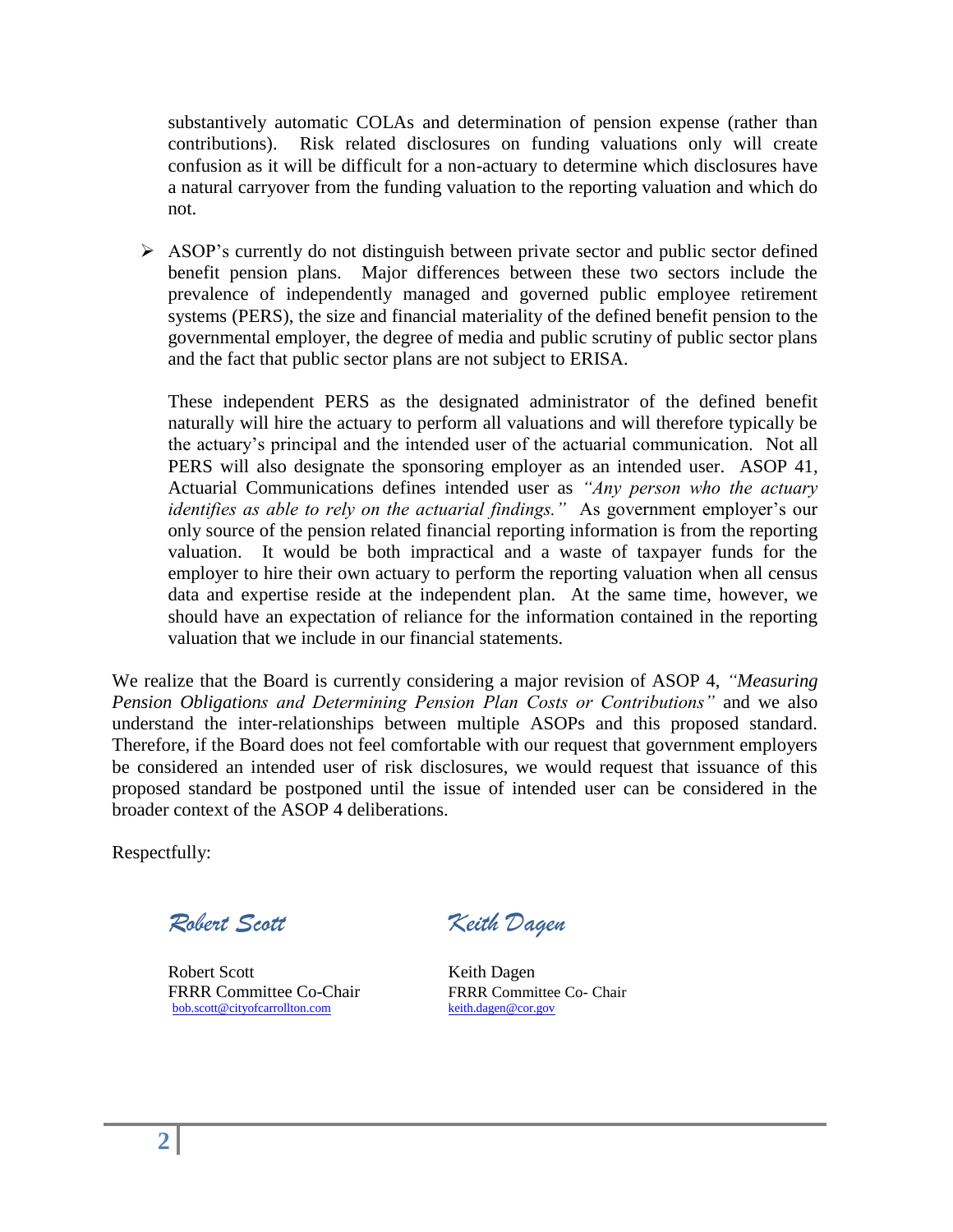substantively automatic COLAs and determination of pension expense (rather than contributions). Risk related disclosures on funding valuations only will create confusion as it will be difficult for a non-actuary to determine which disclosures have a natural carryover from the funding valuation to the reporting valuation and which do not.

- ASOP's currently do not distinguish between private sector and public sector defined benefit pension plans. Major differences between these two sectors include the prevalence of independently managed and governed public employee retirement systems (PERS), the size and financial materiality of the defined benefit pension to the governmental employer, the degree of media and public scrutiny of public sector plans and the fact that public sector plans are not subject to ERISA.

  These independent PERS as the designated administrator of the defined benefit naturally will hire the actuary to perform all valuations and will therefore typically be the actuary's principal and the intended user of the actuarial communication. Not all PERS will also designate the sponsoring employer as an intended user. ASOP 41, Actuarial Communications defines intended user as *"Any person who the actuary identifies as able to rely on the actuarial findings."* As government employer's our only source of the pension related financial reporting information is from the reporting valuation. It would be both impractical and a waste of taxpayer funds for the employer to hire their own actuary to perform the reporting valuation when all census data and expertise reside at the independent plan. At the same time, however, we should have an expectation of reliance for the information contained in the reporting valuation that we include in our financial statements.

We realize that the Board is currently considering a major revision of ASOP 4, *"Measuring Pension Obligations and Determining Pension Plan Costs or Contributions"* and we also understand the inter-relationships between multiple ASOPs and this proposed standard. Therefore, if the Board does not feel comfortable with our request that government employers be considered an intended user of risk disclosures, we would request that issuance of this proposed standard be postponed until the issue of intended user can be considered in the broader context of the ASOP 4 deliberations.

Respectfully:

*Robert Scott*

Robert Scott
FRRR Committee Co-Chair
bob.scott@cityofcarrollton.com

*Keith Dagen*

Keith Dagen
FRRR Committee Co- Chair
keith.dagen@cor.gov